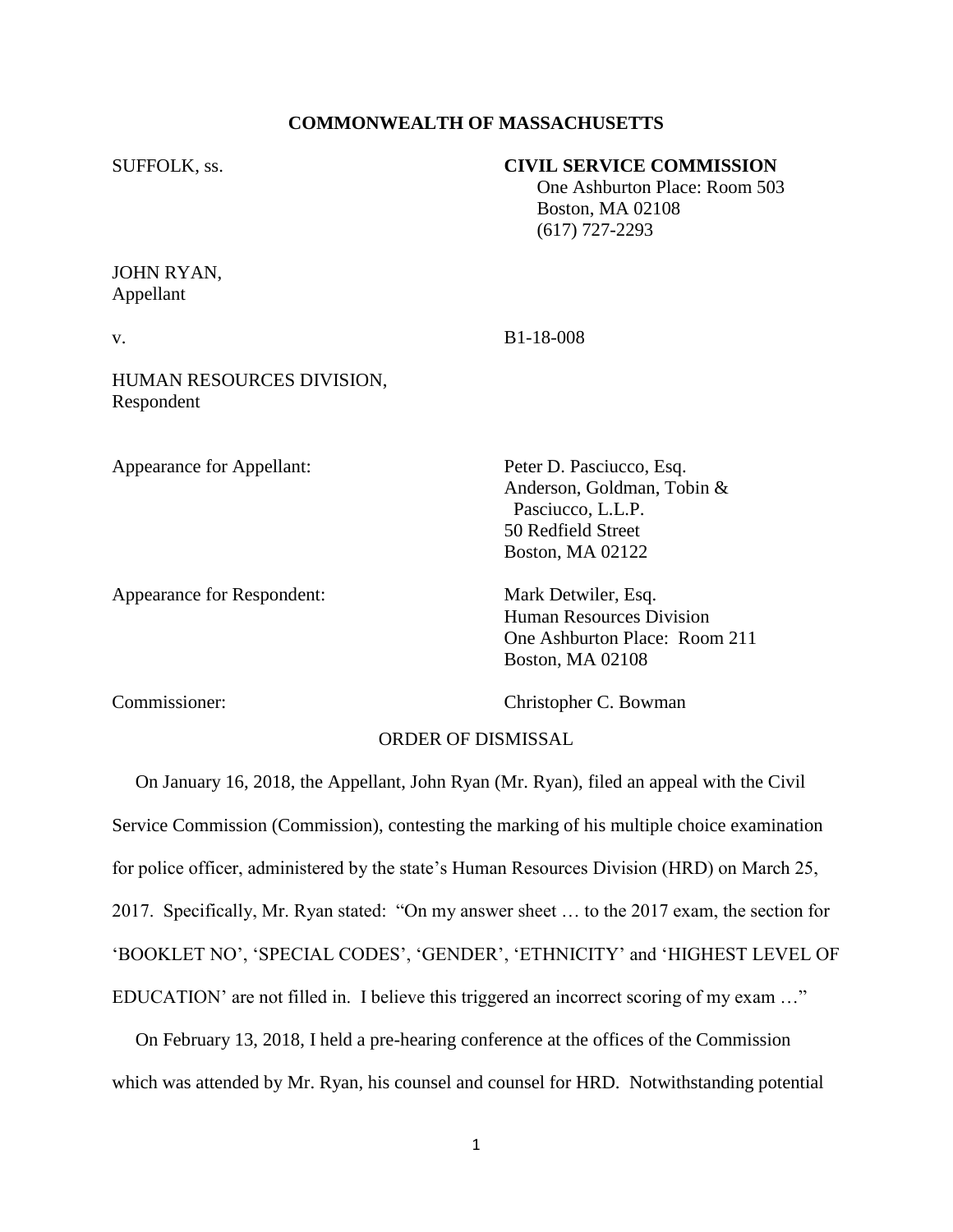**COMMONWEALTH OF MASSACHUSETTS**

SUFFOLK, ss.

**CIVIL SERVICE COMMISSION**
One Ashburton Place: Room 503
Boston, MA 02108
(617) 727-2293

JOHN RYAN,
Appellant

v.

B1-18-008

HUMAN RESOURCES DIVISION,
Respondent

Appearance for Appellant:

Peter D. Pasciucco, Esq.
Anderson, Goldman, Tobin & Pasciucco, L.L.P.
50 Redfield Street
Boston, MA 02122

Appearance for Respondent:

Mark Detwiler, Esq.
Human Resources Division
One Ashburton Place: Room 211
Boston, MA 02108

Commissioner:

Christopher C. Bowman

ORDER OF DISMISSAL

On January 16, 2018, the Appellant, John Ryan (Mr. Ryan), filed an appeal with the Civil Service Commission (Commission), contesting the marking of his multiple choice examination for police officer, administered by the state's Human Resources Division (HRD) on March 25, 2017. Specifically, Mr. Ryan stated: "On my answer sheet … to the 2017 exam, the section for 'BOOKLET NO', 'SPECIAL CODES', 'GENDER', 'ETHNICITY' and 'HIGHEST LEVEL OF EDUCATION' are not filled in. I believe this triggered an incorrect scoring of my exam …"

On February 13, 2018, I held a pre-hearing conference at the offices of the Commission which was attended by Mr. Ryan, his counsel and counsel for HRD. Notwithstanding potential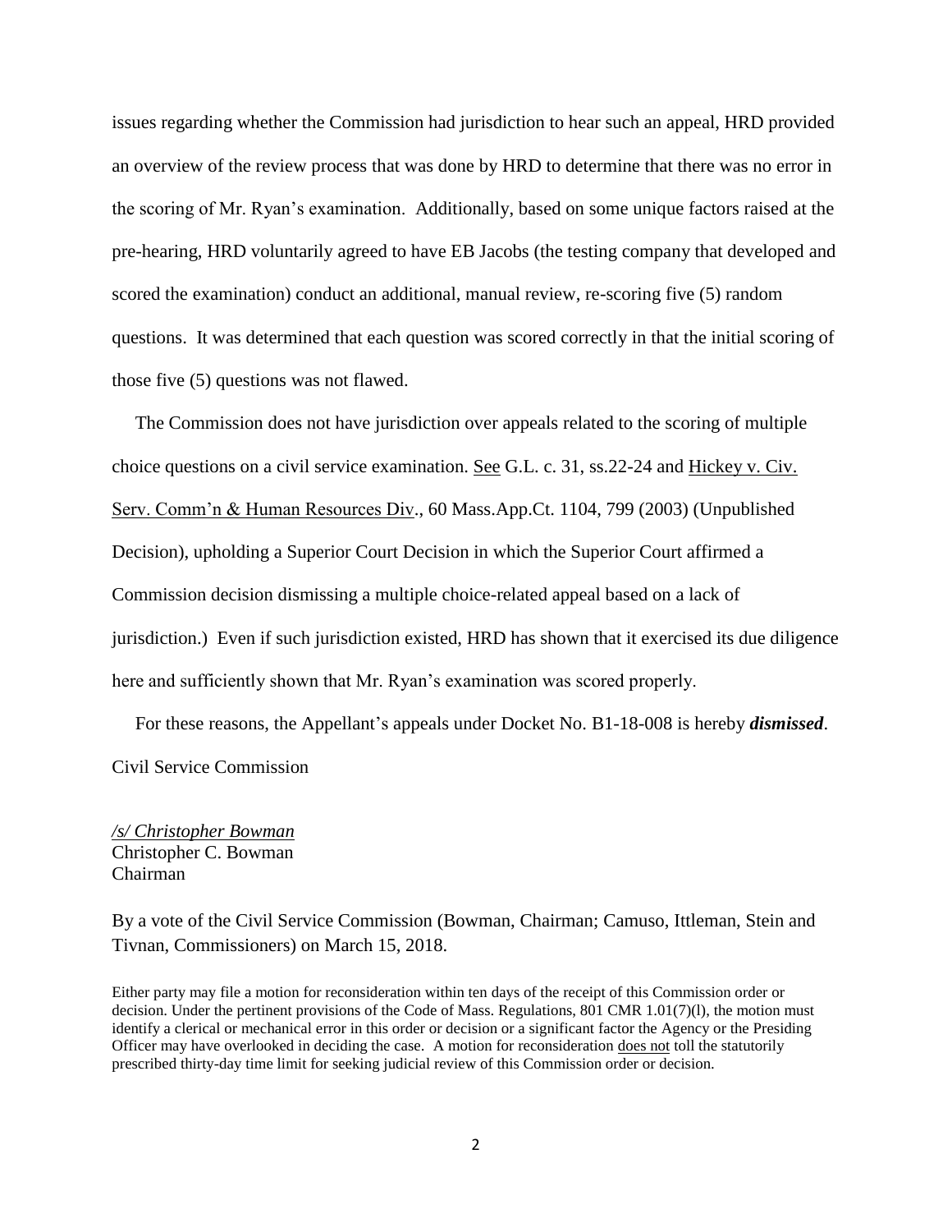issues regarding whether the Commission had jurisdiction to hear such an appeal, HRD provided an overview of the review process that was done by HRD to determine that there was no error in the scoring of Mr. Ryan's examination. Additionally, based on some unique factors raised at the pre-hearing, HRD voluntarily agreed to have EB Jacobs (the testing company that developed and scored the examination) conduct an additional, manual review, re-scoring five (5) random questions. It was determined that each question was scored correctly in that the initial scoring of those five (5) questions was not flawed.

The Commission does not have jurisdiction over appeals related to the scoring of multiple choice questions on a civil service examination. <u>See</u> G.L. c. 31, ss.22-24 and <u>Hickey v. Civ. Serv. Comm'n & Human Resources Div</u>., 60 Mass.App.Ct. 1104, 799 (2003) (Unpublished Decision), upholding a Superior Court Decision in which the Superior Court affirmed a Commission decision dismissing a multiple choice-related appeal based on a lack of jurisdiction.) Even if such jurisdiction existed, HRD has shown that it exercised its due diligence here and sufficiently shown that Mr. Ryan's examination was scored properly.

For these reasons, the Appellant's appeals under Docket No. B1-18-008 is hereby ***dismissed***.

Civil Service Commission

*/s/ Christopher Bowman*
Christopher C. Bowman
Chairman

By a vote of the Civil Service Commission (Bowman, Chairman; Camuso, Ittleman, Stein and Tivnan, Commissioners) on March 15, 2018.

Either party may file a motion for reconsideration within ten days of the receipt of this Commission order or decision. Under the pertinent provisions of the Code of Mass. Regulations, 801 CMR 1.01(7)(l), the motion must identify a clerical or mechanical error in this order or decision or a significant factor the Agency or the Presiding Officer may have overlooked in deciding the case. A motion for reconsideration <u>does not</u> toll the statutorily prescribed thirty-day time limit for seeking judicial review of this Commission order or decision.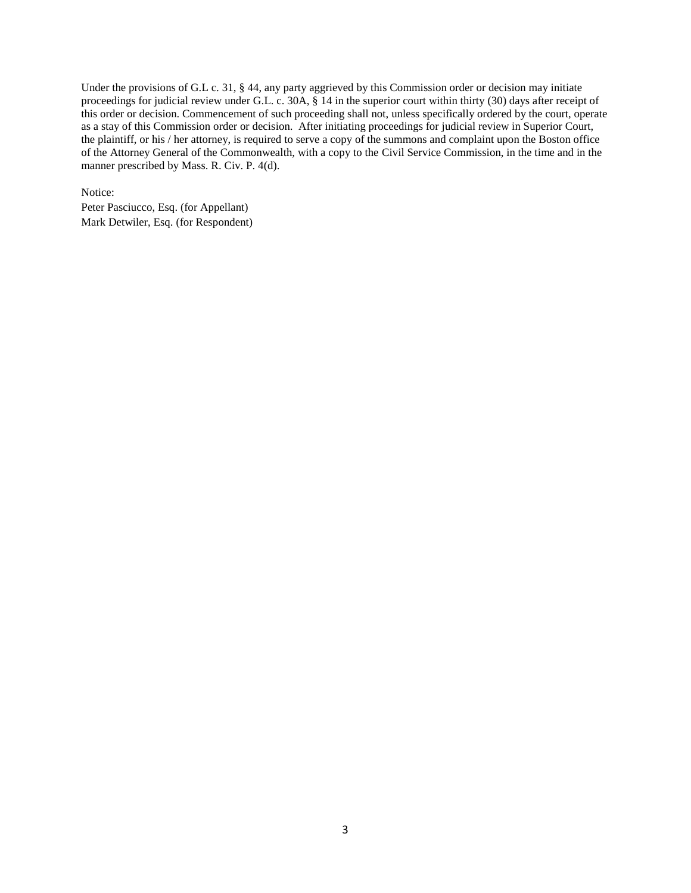Under the provisions of G.L c. 31, § 44, any party aggrieved by this Commission order or decision may initiate proceedings for judicial review under G.L. c. 30A, § 14 in the superior court within thirty (30) days after receipt of this order or decision. Commencement of such proceeding shall not, unless specifically ordered by the court, operate as a stay of this Commission order or decision. After initiating proceedings for judicial review in Superior Court, the plaintiff, or his / her attorney, is required to serve a copy of the summons and complaint upon the Boston office of the Attorney General of the Commonwealth, with a copy to the Civil Service Commission, in the time and in the manner prescribed by Mass. R. Civ. P. 4(d).

Notice:
Peter Pasciucco, Esq. (for Appellant)
Mark Detwiler, Esq. (for Respondent)